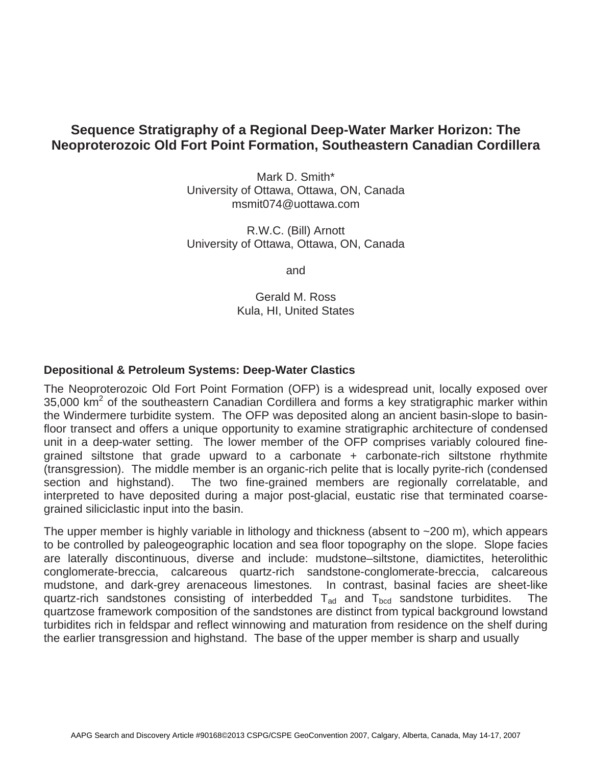# Sequence Stratigraphy of a Regional Deep-Water Marker Horizon: The Neoproterozoic Old Fort Point Formation, Southeastern Canadian Cordillera

Mark D. Smith*
University of Ottawa, Ottawa, ON, Canada
msmit074@uottawa.com

R.W.C. (Bill) Arnott
University of Ottawa, Ottawa, ON, Canada

and

Gerald M. Ross
Kula, HI, United States

## Depositional & Petroleum Systems: Deep-Water Clastics

The Neoproterozoic Old Fort Point Formation (OFP) is a widespread unit, locally exposed over 35,000 $km^2$ of the southeastern Canadian Cordillera and forms a key stratigraphic marker within the Windermere turbidite system. The OFP was deposited along an ancient basin-slope to basin-floor transect and offers a unique opportunity to examine stratigraphic architecture of condensed unit in a deep-water setting. The lower member of the OFP comprises variably coloured fine-grained siltstone that grade upward to a carbonate + carbonate-rich siltstone rhythmite (transgression). The middle member is an organic-rich pelite that is locally pyrite-rich (condensed section and highstand). The two fine-grained members are regionally correlatable, and interpreted to have deposited during a major post-glacial, eustatic rise that terminated coarse-grained siliciclastic input into the basin.

The upper member is highly variable in lithology and thickness (absent to ~200 m), which appears to be controlled by paleogeographic location and sea floor topography on the slope. Slope facies are laterally discontinuous, diverse and include: mudstone–siltstone, diamictites, heterolithic conglomerate-breccia, calcareous quartz-rich sandstone-conglomerate-breccia, calcareous mudstone, and dark-grey arenaceous limestones. In contrast, basinal facies are sheet-like quartz-rich sandstones consisting of interbedded $T_{ad}$ and $T_{bcd}$ sandstone turbidites. The quartzose framework composition of the sandstones are distinct from typical background lowstand turbidites rich in feldspar and reflect winnowing and maturation from residence on the shelf during the earlier transgression and highstand. The base of the upper member is sharp and usually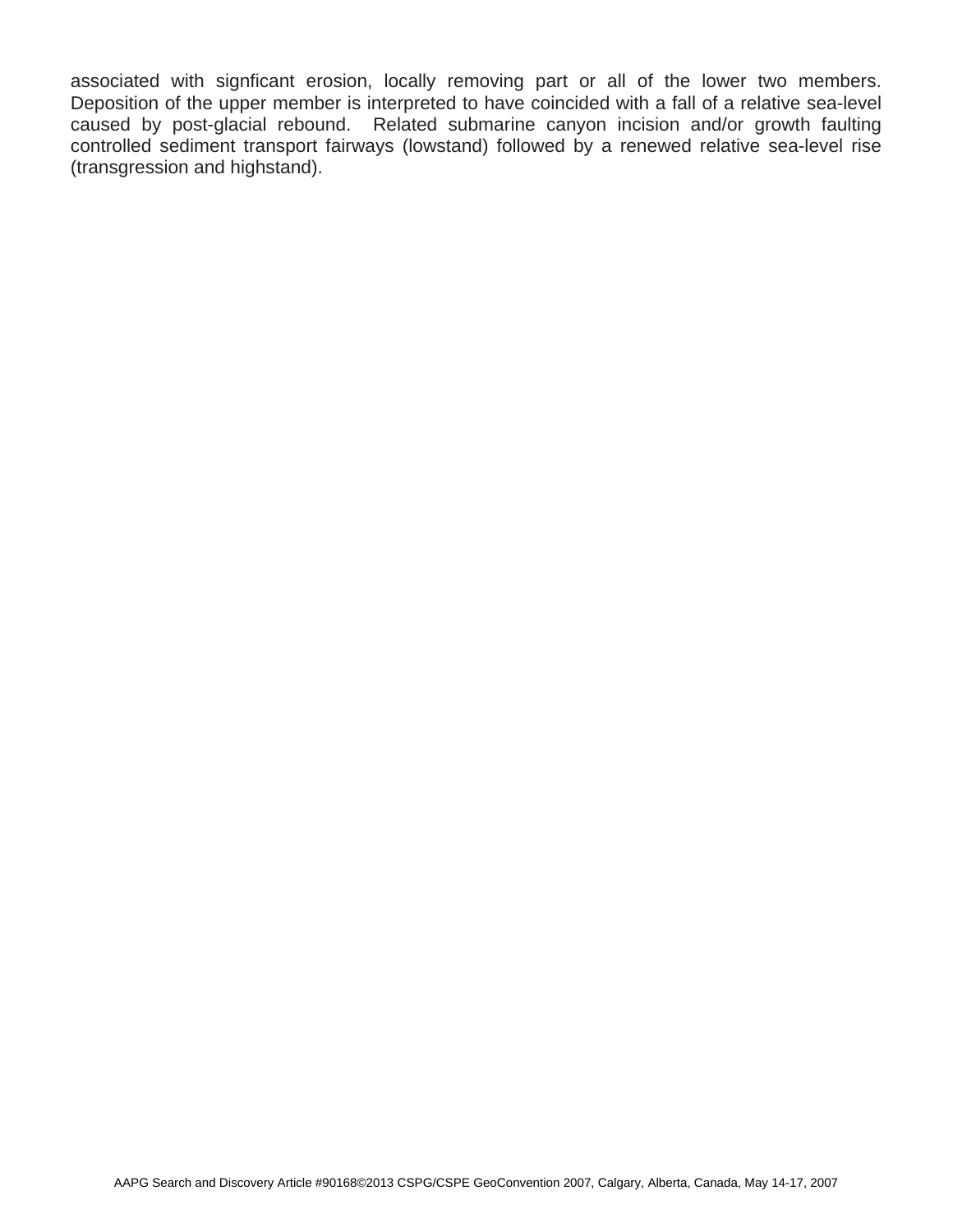associated with signficant erosion, locally removing part or all of the lower two members. Deposition of the upper member is interpreted to have coincided with a fall of a relative sea-level caused by post-glacial rebound. Related submarine canyon incision and/or growth faulting controlled sediment transport fairways (lowstand) followed by a renewed relative sea-level rise (transgression and highstand).